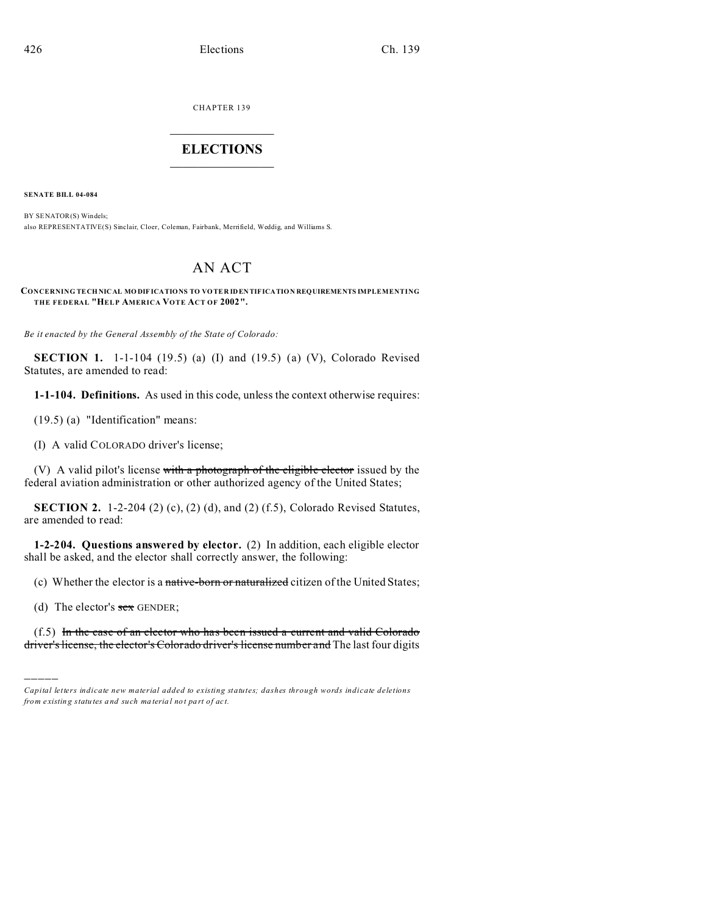CHAPTER 139

# ELECTIONS

**SENATE BILL 04-084**

BY SENATOR(S) Windels;
also REPRESENTATIVE(S) Sinclair, Cloer, Coleman, Fairbank, Merrifield, Weddig, and Williams S.

## AN ACT

**CONCERNING TECHNICAL MODIFICATIONS TO VOTER IDENTIFICATION REQUIREMENTS IMPLEMENTING THE FEDERAL "HELP AMERICA VOTE ACT OF 2002".**

*Be it enacted by the General Assembly of the State of Colorado:*

**SECTION 1.** 1-1-104 (19.5) (a) (I) and (19.5) (a) (V), Colorado Revised Statutes, are amended to read:

**1-1-104. Definitions.** As used in this code, unless the context otherwise requires:

(19.5) (a) "Identification" means:

(I) A valid COLORADO driver's license;

(V) A valid pilot's license ~~with a photograph of the eligible elector~~ issued by the federal aviation administration or other authorized agency of the United States;

**SECTION 2.** 1-2-204 (2) (c), (2) (d), and (2) (f.5), Colorado Revised Statutes, are amended to read:

**1-2-204. Questions answered by elector.** (2) In addition, each eligible elector shall be asked, and the elector shall correctly answer, the following:

(c) Whether the elector is a ~~native-born or naturalized~~ citizen of the United States;

(d) The elector's ~~sex~~ GENDER;

(f.5) ~~In the case of an elector who has been issued a current and valid Colorado driver's license, the elector's Colorado driver's license number and~~ The last four digits

*Capital letters indicate new material added to existing statutes; dashes through words indicate deletions from existing statutes and such material not part of act.*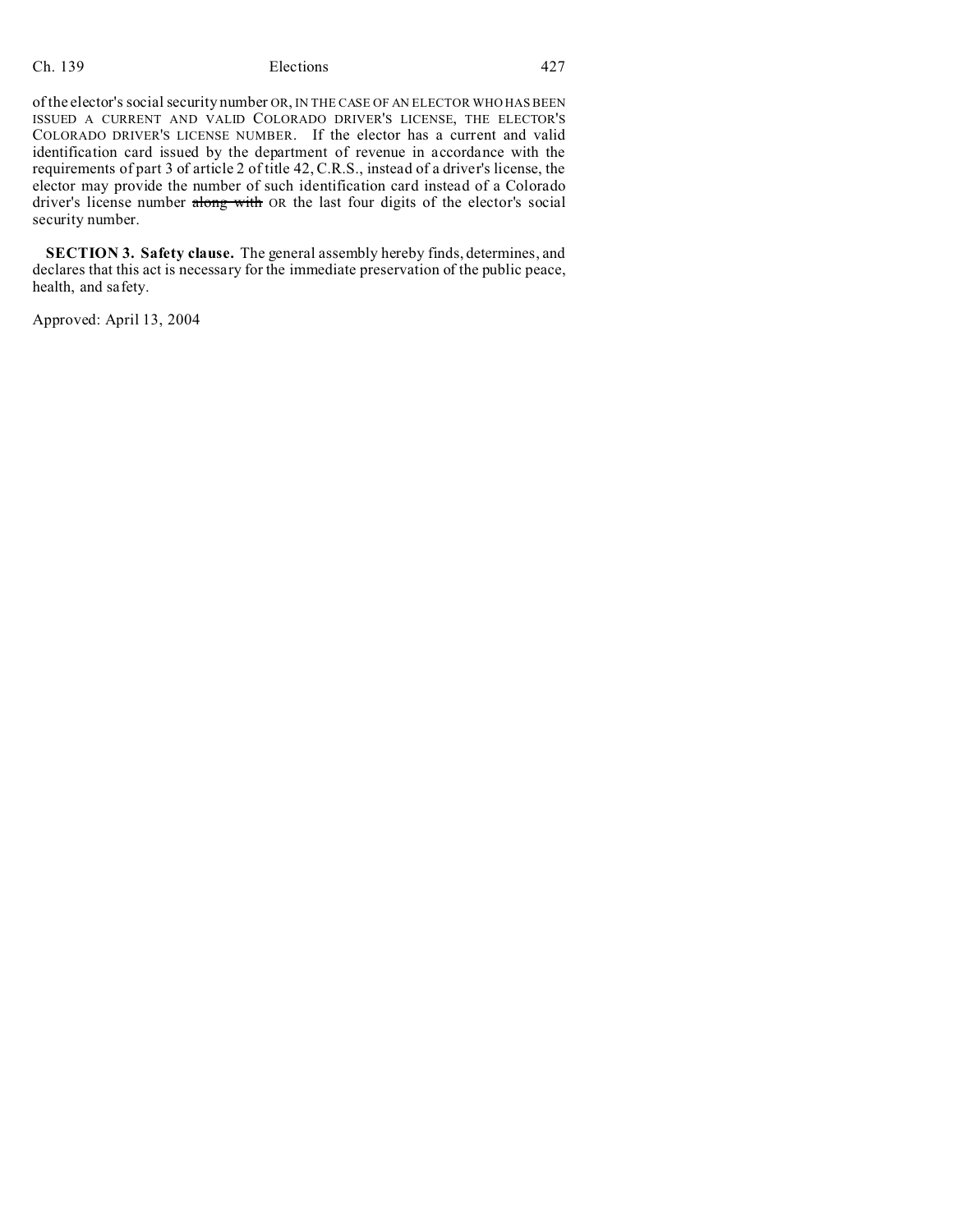of the elector's social security number OR, IN THE CASE OF AN ELECTOR WHO HAS BEEN ISSUED A CURRENT AND VALID COLORADO DRIVER'S LICENSE, THE ELECTOR'S COLORADO DRIVER'S LICENSE NUMBER. If the elector has a current and valid identification card issued by the department of revenue in accordance with the requirements of part 3 of article 2 of title 42, C.R.S., instead of a driver's license, the elector may provide the number of such identification card instead of a Colorado driver's license number ~~along with~~ OR the last four digits of the elector's social security number.

**SECTION 3. Safety clause.** The general assembly hereby finds, determines, and declares that this act is necessary for the immediate preservation of the public peace, health, and safety.

Approved: April 13, 2004